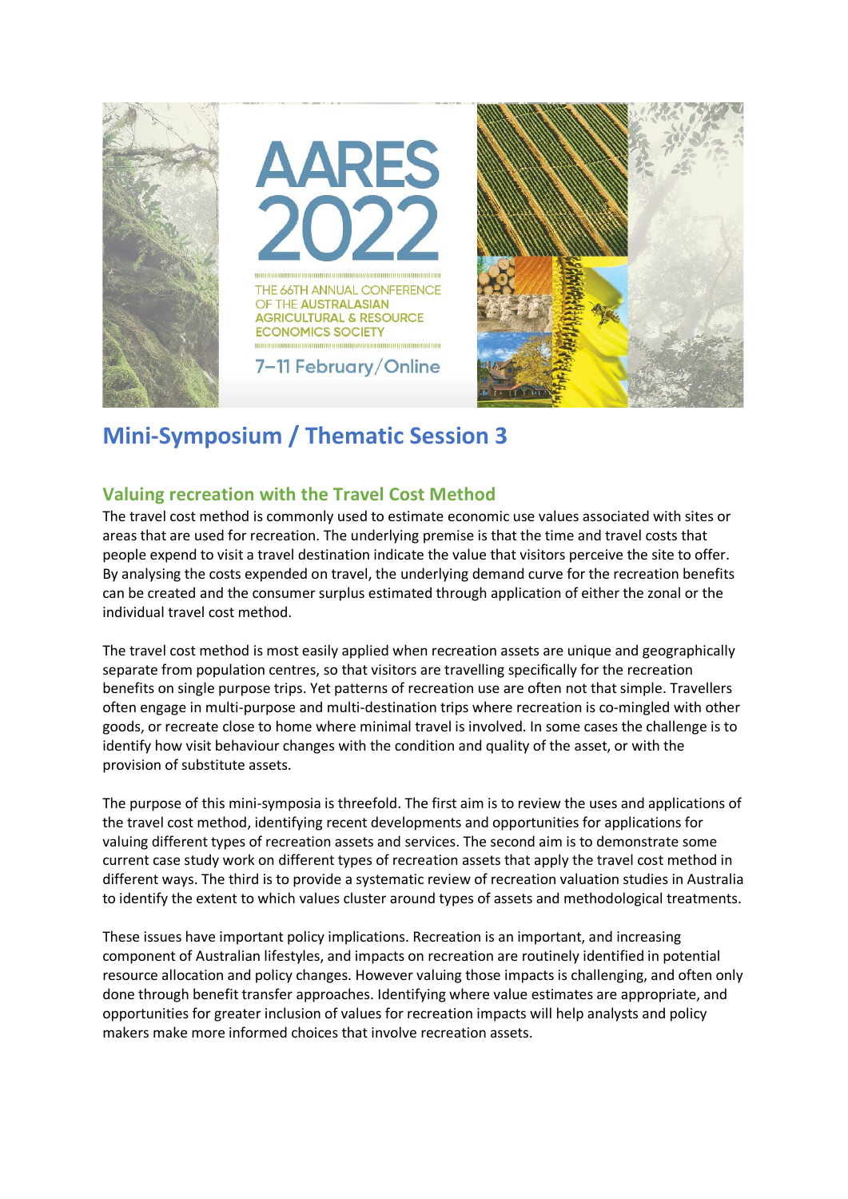# Mini-Symposium / Thematic Session 3

## Valuing recreation with the Travel Cost Method

The travel cost method is commonly used to estimate economic use values associated with sites or areas that are used for recreation. The underlying premise is that the time and travel costs that people expend to visit a travel destination indicate the value that visitors perceive the site to offer. By analysing the costs expended on travel, the underlying demand curve for the recreation benefits can be created and the consumer surplus estimated through application of either the zonal or the individual travel cost method.

The travel cost method is most easily applied when recreation assets are unique and geographically separate from population centres, so that visitors are travelling specifically for the recreation benefits on single purpose trips. Yet patterns of recreation use are often not that simple. Travellers often engage in multi-purpose and multi-destination trips where recreation is co-mingled with other goods, or recreate close to home where minimal travel is involved. In some cases the challenge is to identify how visit behaviour changes with the condition and quality of the asset, or with the provision of substitute assets.

The purpose of this mini-symposia is threefold. The first aim is to review the uses and applications of the travel cost method, identifying recent developments and opportunities for applications for valuing different types of recreation assets and services. The second aim is to demonstrate some current case study work on different types of recreation assets that apply the travel cost method in different ways. The third is to provide a systematic review of recreation valuation studies in Australia to identify the extent to which values cluster around types of assets and methodological treatments.

These issues have important policy implications. Recreation is an important, and increasing component of Australian lifestyles, and impacts on recreation are routinely identified in potential resource allocation and policy changes. However valuing those impacts is challenging, and often only done through benefit transfer approaches. Identifying where value estimates are appropriate, and opportunities for greater inclusion of values for recreation impacts will help analysts and policy makers make more informed choices that involve recreation assets.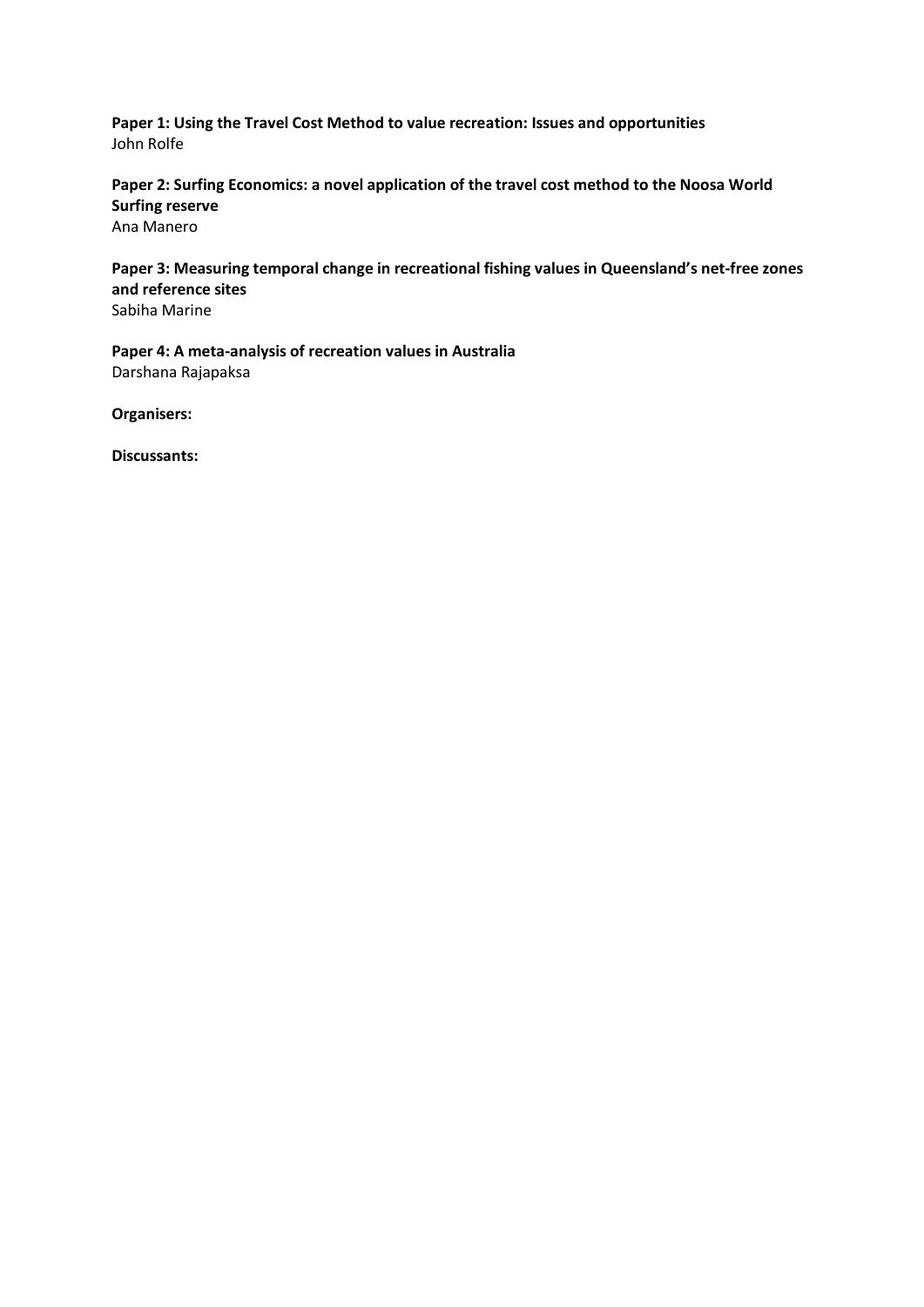**Paper 1: Using the Travel Cost Method to value recreation: Issues and opportunities**
John Rolfe

**Paper 2: Surfing Economics: a novel application of the travel cost method to the Noosa World Surfing reserve**
Ana Manero

**Paper 3: Measuring temporal change in recreational fishing values in Queensland's net-free zones and reference sites**
Sabiha Marine

**Paper 4: A meta-analysis of recreation values in Australia**
Darshana Rajapaksa

**Organisers:**

**Discussants:**